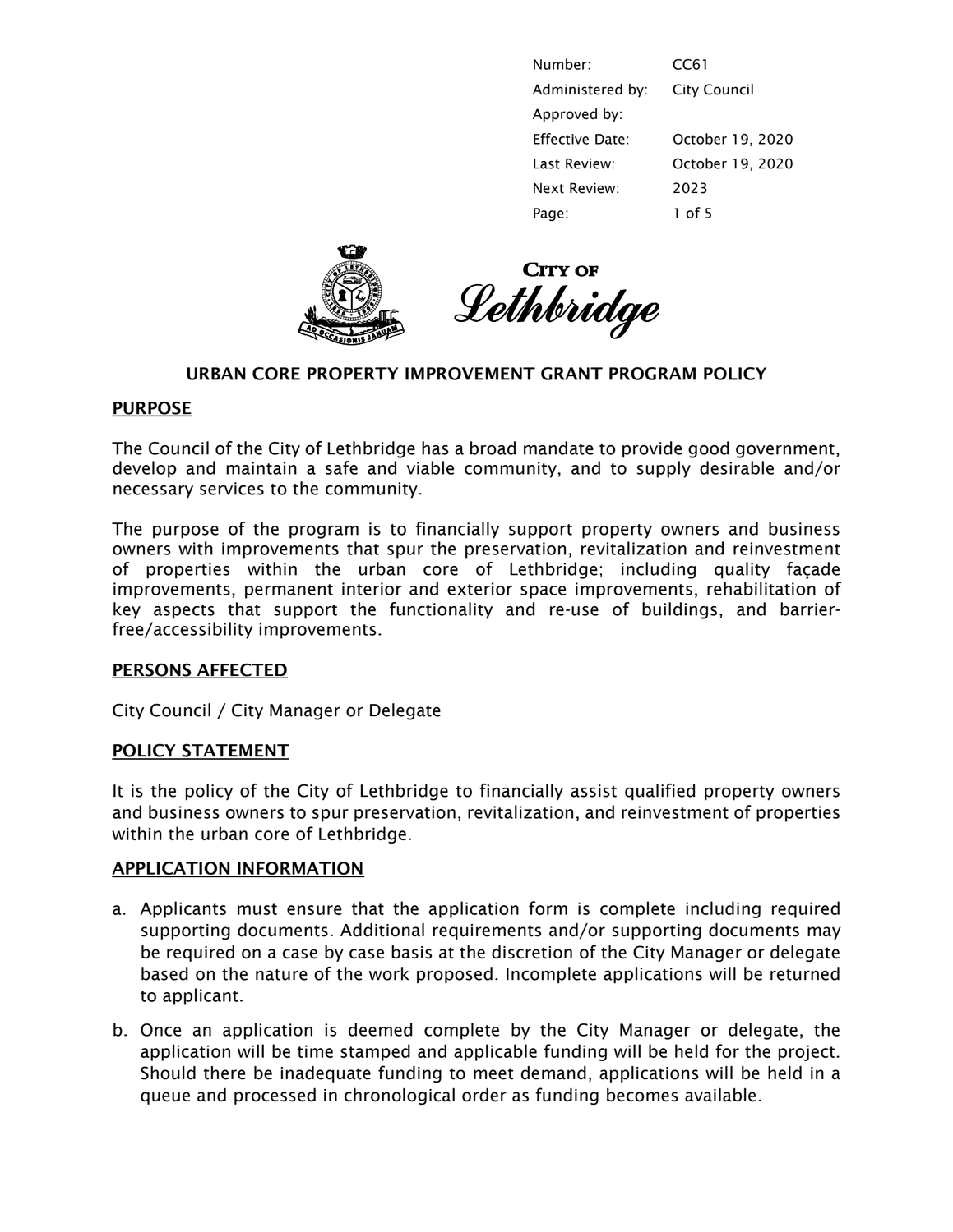| | |
|---|---|
| Number: | CC61 |
| Administered by: | City Council |
| Approved by: | |
| Effective Date: | October 19, 2020 |
| Last Review: | October 19, 2020 |
| Next Review: | 2023 |

**CITY OF Lethbridge**

# URBAN CORE PROPERTY IMPROVEMENT GRANT PROGRAM POLICY

## PURPOSE

The Council of the City of Lethbridge has a broad mandate to provide good government, develop and maintain a safe and viable community, and to supply desirable and/or necessary services to the community.

The purpose of the program is to financially support property owners and business owners with improvements that spur the preservation, revitalization and reinvestment of properties within the urban core of Lethbridge; including quality façade improvements, permanent interior and exterior space improvements, rehabilitation of key aspects that support the functionality and re-use of buildings, and barrier-free/accessibility improvements.

## PERSONS AFFECTED

City Council / City Manager or Delegate

## POLICY STATEMENT

It is the policy of the City of Lethbridge to financially assist qualified property owners and business owners to spur preservation, revitalization, and reinvestment of properties within the urban core of Lethbridge.

## APPLICATION INFORMATION

a. Applicants must ensure that the application form is complete including required supporting documents. Additional requirements and/or supporting documents may be required on a case by case basis at the discretion of the City Manager or delegate based on the nature of the work proposed. Incomplete applications will be returned to applicant.

b. Once an application is deemed complete by the City Manager or delegate, the application will be time stamped and applicable funding will be held for the project. Should there be inadequate funding to meet demand, applications will be held in a queue and processed in chronological order as funding becomes available.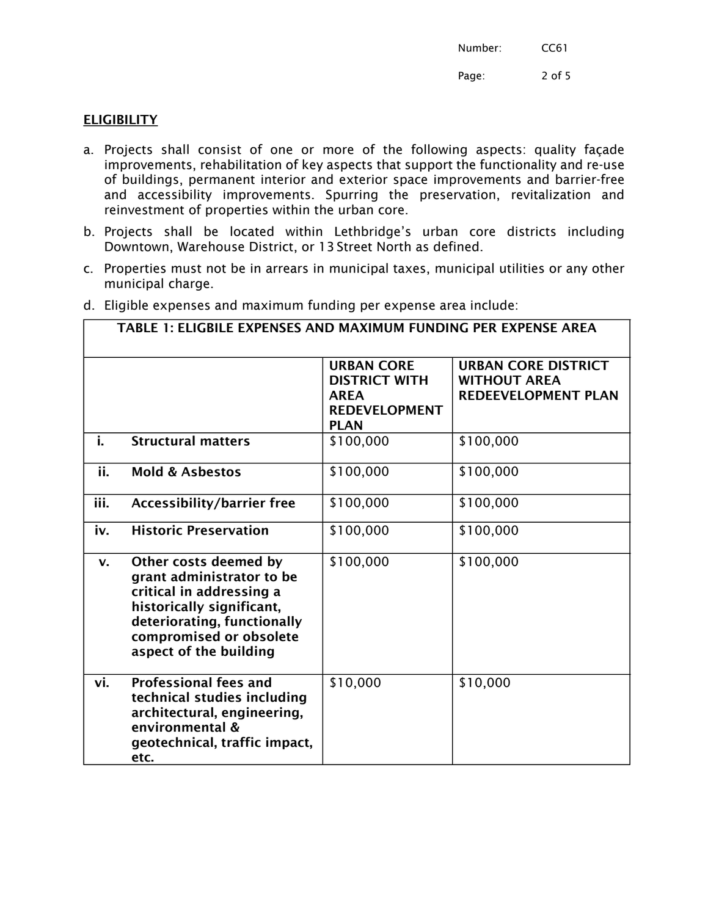## ELIGIBILITY

a. Projects shall consist of one or more of the following aspects: quality façade improvements, rehabilitation of key aspects that support the functionality and re-use of buildings, permanent interior and exterior space improvements and barrier-free and accessibility improvements. Spurring the preservation, revitalization and reinvestment of properties within the urban core.

b. Projects shall be located within Lethbridge's urban core districts including Downtown, Warehouse District, or 13 Street North as defined.

c. Properties must not be in arrears in municipal taxes, municipal utilities or any other municipal charge.

d. Eligible expenses and maximum funding per expense area include:

**TABLE 1: ELIGBILE EXPENSES AND MAXIMUM FUNDING PER EXPENSE AREA**

| | | URBAN CORE DISTRICT WITH AREA REDEVELOPMENT PLAN | URBAN CORE DISTRICT WITHOUT AREA REDEEVELOPMENT PLAN |
|---|---|---|---|
| i. | **Structural matters** | $100,000 | $100,000 |
| ii. | **Mold & Asbestos** | $100,000 | $100,000 |
| iii. | **Accessibility/barrier free** | $100,000 | $100,000 |
| iv. | **Historic Preservation** | $100,000 | $100,000 |
| v. | **Other costs deemed by grant administrator to be critical in addressing a historically significant, deteriorating, functionally compromised or obsolete aspect of the building** | $100,000 | $100,000 |
| vi. | **Professional fees and technical studies including architectural, engineering, environmental & geotechnical, traffic impact, etc.** | $10,000 | $10,000 |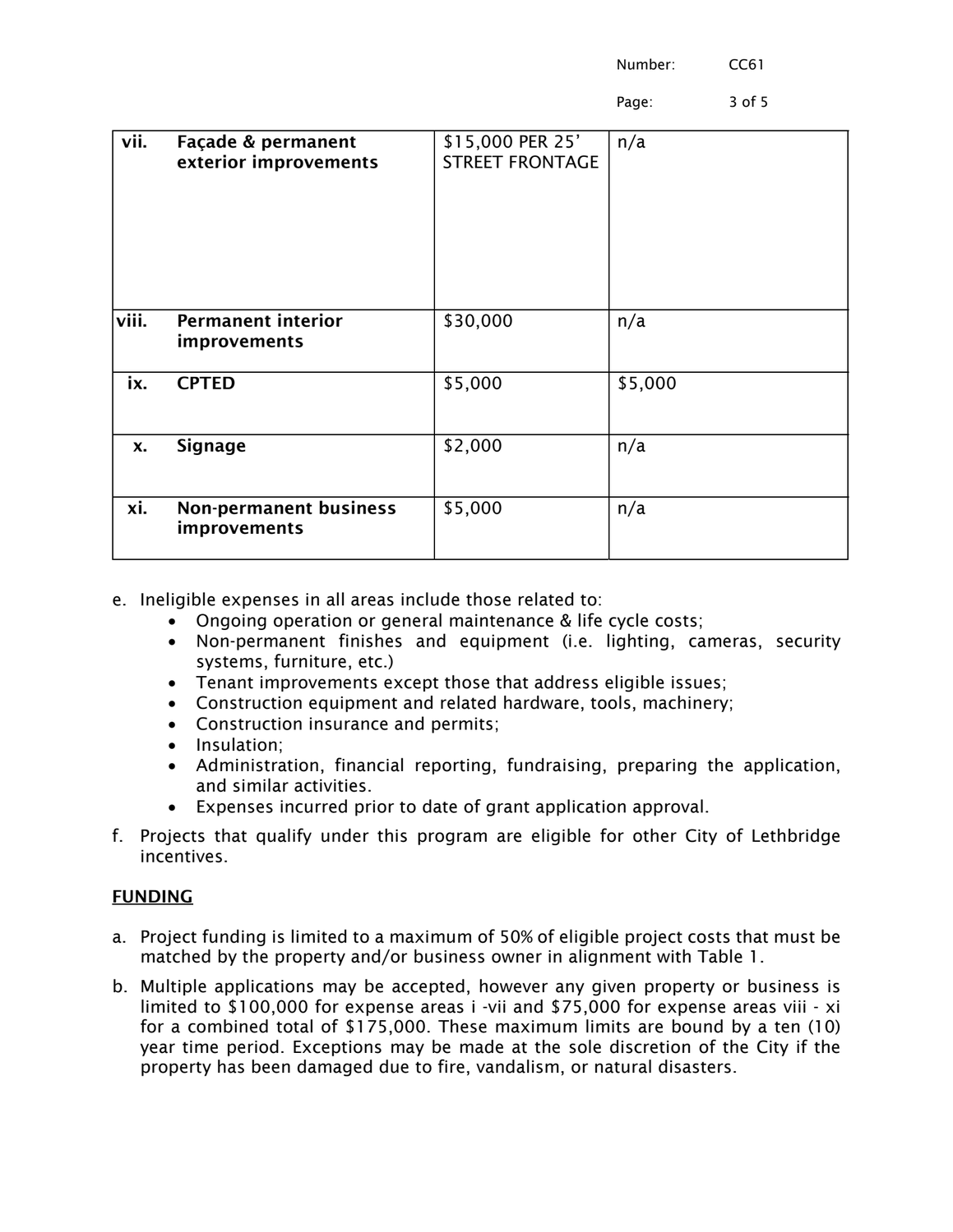| | | | |
|---|---|---|---|
| vii. | **Façade & permanent exterior improvements** | $15,000 PER 25' STREET FRONTAGE | n/a |
| viii. | **Permanent interior improvements** | $30,000 | n/a |
| ix. | **CPTED** | $5,000 | $5,000 |
| x. | **Signage** | $2,000 | n/a |
| xi. | **Non-permanent business improvements** | $5,000 | n/a |

e. Ineligible expenses in all areas include those related to:
   - Ongoing operation or general maintenance & life cycle costs;
   - Non-permanent finishes and equipment (i.e. lighting, cameras, security systems, furniture, etc.)
   - Tenant improvements except those that address eligible issues;
   - Construction equipment and related hardware, tools, machinery;
   - Construction insurance and permits;
   - Insulation;
   - Administration, financial reporting, fundraising, preparing the application, and similar activities.
   - Expenses incurred prior to date of grant application approval.

f. Projects that qualify under this program are eligible for other City of Lethbridge incentives.

**FUNDING**

a. Project funding is limited to a maximum of 50% of eligible project costs that must be matched by the property and/or business owner in alignment with Table 1.

b. Multiple applications may be accepted, however any given property or business is limited to $100,000 for expense areas i -vii and $75,000 for expense areas viii - xi for a combined total of $175,000. These maximum limits are bound by a ten (10) year time period. Exceptions may be made at the sole discretion of the City if the property has been damaged due to fire, vandalism, or natural disasters.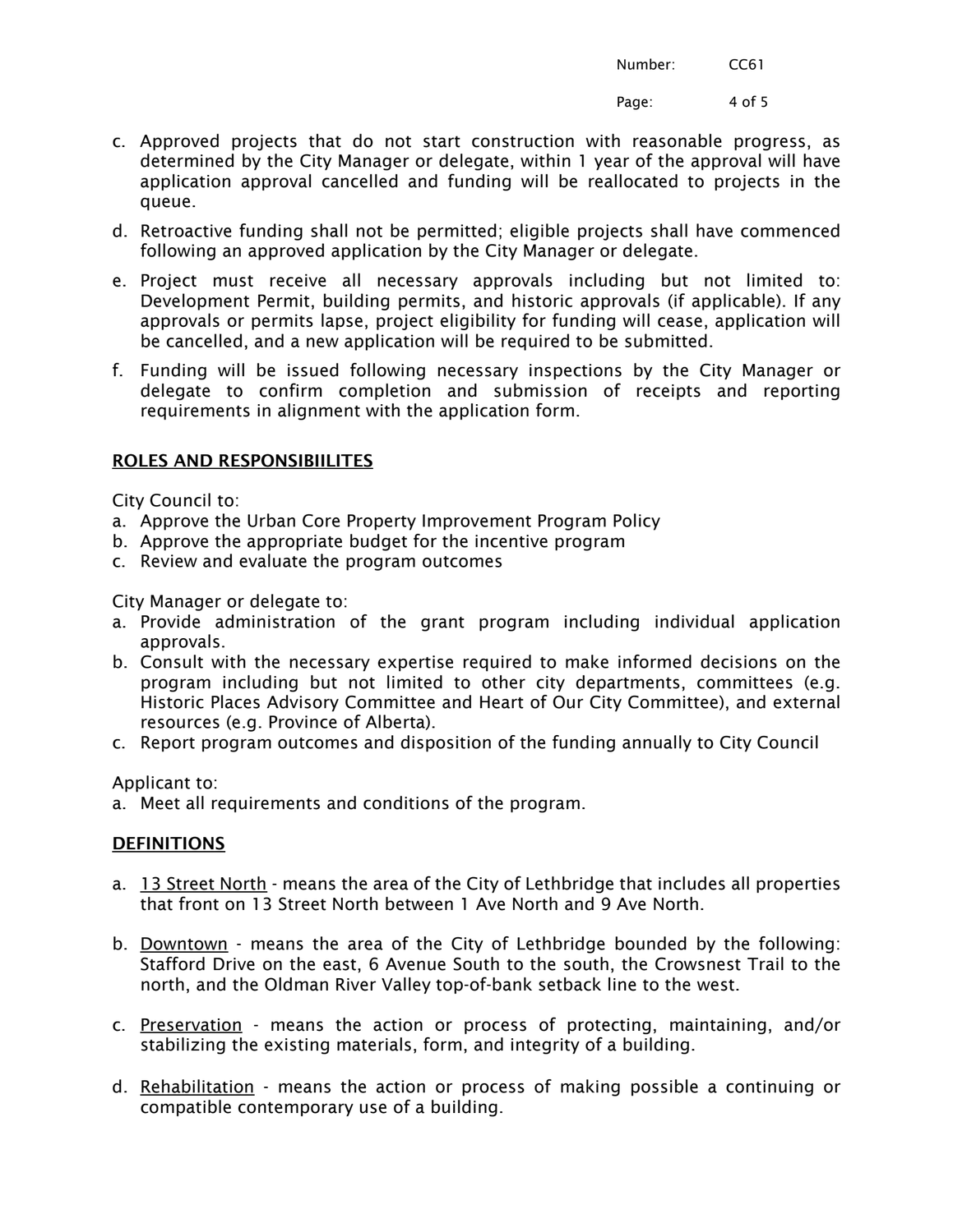c. Approved projects that do not start construction with reasonable progress, as determined by the City Manager or delegate, within 1 year of the approval will have application approval cancelled and funding will be reallocated to projects in the queue.

d. Retroactive funding shall not be permitted; eligible projects shall have commenced following an approved application by the City Manager or delegate.

e. Project must receive all necessary approvals including but not limited to: Development Permit, building permits, and historic approvals (if applicable). If any approvals or permits lapse, project eligibility for funding will cease, application will be cancelled, and a new application will be required to be submitted.

f. Funding will be issued following necessary inspections by the City Manager or delegate to confirm completion and submission of receipts and reporting requirements in alignment with the application form.

## ROLES AND RESPONSIBIILITES

City Council to:

a. Approve the Urban Core Property Improvement Program Policy
b. Approve the appropriate budget for the incentive program
c. Review and evaluate the program outcomes

City Manager or delegate to:

a. Provide administration of the grant program including individual application approvals.
b. Consult with the necessary expertise required to make informed decisions on the program including but not limited to other city departments, committees (e.g. Historic Places Advisory Committee and Heart of Our City Committee), and external resources (e.g. Province of Alberta).
c. Report program outcomes and disposition of the funding annually to City Council

Applicant to:

a. Meet all requirements and conditions of the program.

## DEFINITIONS

a. 13 Street North - means the area of the City of Lethbridge that includes all properties that front on 13 Street North between 1 Ave North and 9 Ave North.

b. Downtown - means the area of the City of Lethbridge bounded by the following: Stafford Drive on the east, 6 Avenue South to the south, the Crowsnest Trail to the north, and the Oldman River Valley top-of-bank setback line to the west.

c. Preservation - means the action or process of protecting, maintaining, and/or stabilizing the existing materials, form, and integrity of a building.

d. Rehabilitation - means the action or process of making possible a continuing or compatible contemporary use of a building.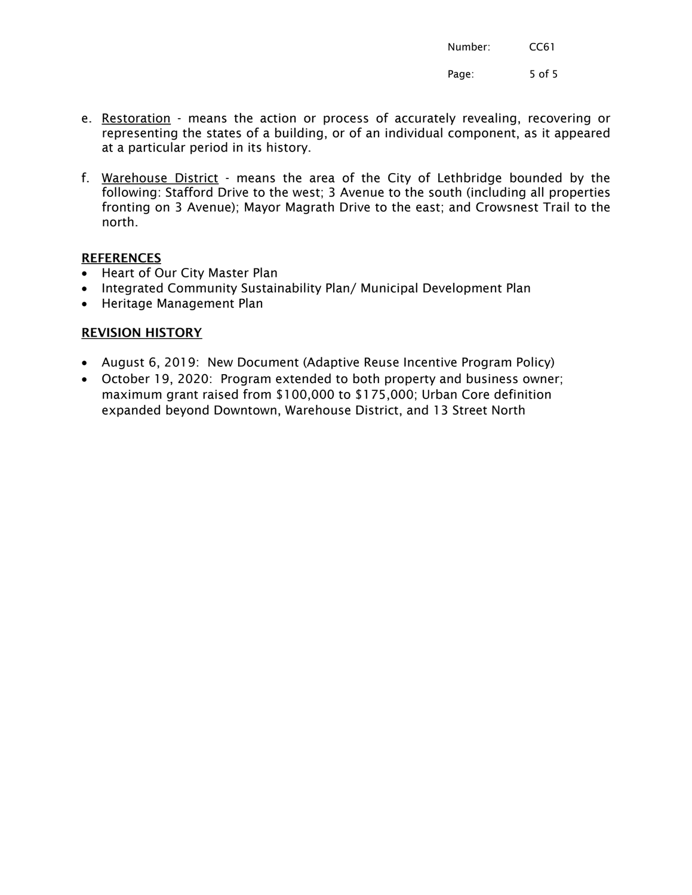e. Restoration - means the action or process of accurately revealing, recovering or representing the states of a building, or of an individual component, as it appeared at a particular period in its history.

f. Warehouse District - means the area of the City of Lethbridge bounded by the following: Stafford Drive to the west; 3 Avenue to the south (including all properties fronting on 3 Avenue); Mayor Magrath Drive to the east; and Crowsnest Trail to the north.

**REFERENCES**

- Heart of Our City Master Plan
- Integrated Community Sustainability Plan/ Municipal Development Plan
- Heritage Management Plan

**REVISION HISTORY**

- August 6, 2019: New Document (Adaptive Reuse Incentive Program Policy)
- October 19, 2020: Program extended to both property and business owner; maximum grant raised from $100,000 to $175,000; Urban Core definition expanded beyond Downtown, Warehouse District, and 13 Street North